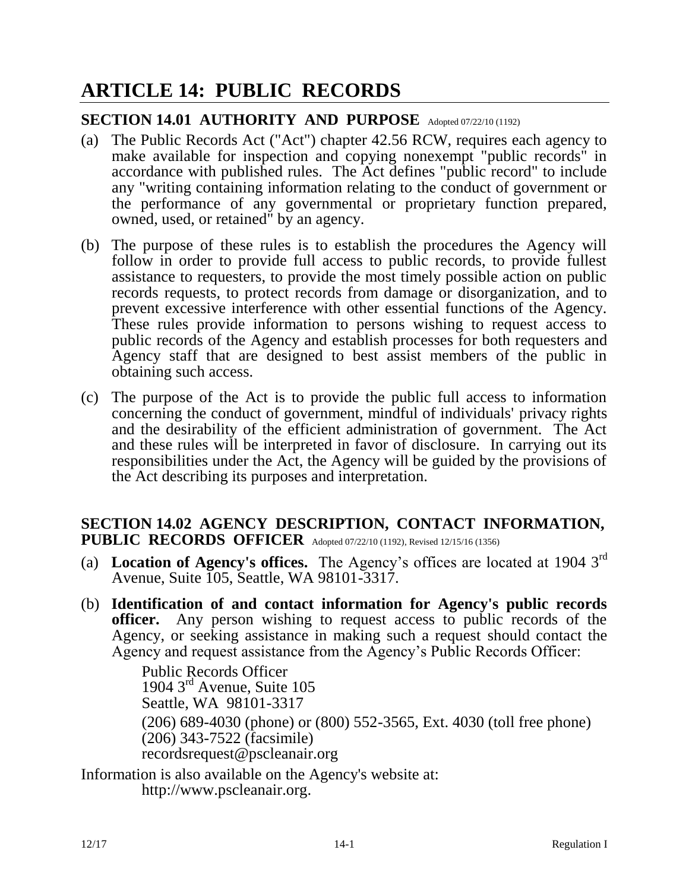# ARTICLE 14: PUBLIC RECORDS

## SECTION 14.01 AUTHORITY AND PURPOSE Adopted 07/22/10 (1192)

(a) The Public Records Act ("Act") chapter 42.56 RCW, requires each agency to make available for inspection and copying nonexempt "public records" in accordance with published rules. The Act defines "public record" to include any "writing containing information relating to the conduct of government or the performance of any governmental or proprietary function prepared, owned, used, or retained" by an agency.

(b) The purpose of these rules is to establish the procedures the Agency will follow in order to provide full access to public records, to provide fullest assistance to requesters, to provide the most timely possible action on public records requests, to protect records from damage or disorganization, and to prevent excessive interference with other essential functions of the Agency. These rules provide information to persons wishing to request access to public records of the Agency and establish processes for both requesters and Agency staff that are designed to best assist members of the public in obtaining such access.

(c) The purpose of the Act is to provide the public full access to information concerning the conduct of government, mindful of individuals' privacy rights and the desirability of the efficient administration of government. The Act and these rules will be interpreted in favor of disclosure. In carrying out its responsibilities under the Act, the Agency will be guided by the provisions of the Act describing its purposes and interpretation.

## SECTION 14.02 AGENCY DESCRIPTION, CONTACT INFORMATION, PUBLIC RECORDS OFFICER Adopted 07/22/10 (1192), Revised 12/15/16 (1356)

(a) **Location of Agency's offices.** The Agency's offices are located at 1904 3rd Avenue, Suite 105, Seattle, WA 98101-3317.

(b) **Identification of and contact information for Agency's public records officer.** Any person wishing to request access to public records of the Agency, or seeking assistance in making such a request should contact the Agency and request assistance from the Agency's Public Records Officer:

Public Records Officer
1904 3rd Avenue, Suite 105
Seattle, WA 98101-3317
(206) 689-4030 (phone) or (800) 552-3565, Ext. 4030 (toll free phone)
(206) 343-7522 (facsimile)
recordsrequest@pscleanair.org

Information is also available on the Agency's website at:
http://www.pscleanair.org.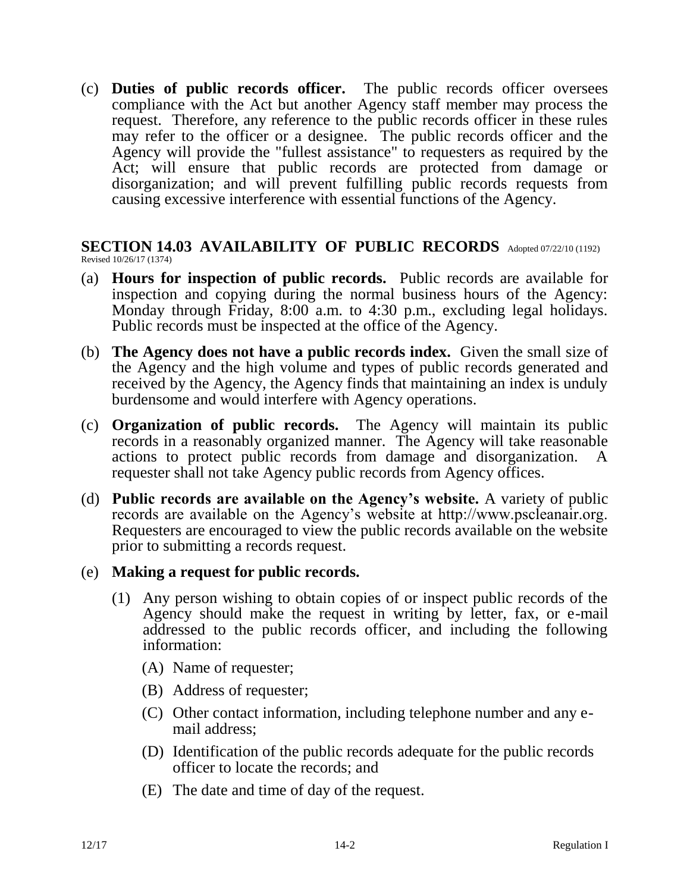(c) **Duties of public records officer.** The public records officer oversees compliance with the Act but another Agency staff member may process the request. Therefore, any reference to the public records officer in these rules may refer to the officer or a designee. The public records officer and the Agency will provide the "fullest assistance" to requesters as required by the Act; will ensure that public records are protected from damage or disorganization; and will prevent fulfilling public records requests from causing excessive interference with essential functions of the Agency.

## SECTION 14.03 AVAILABILITY OF PUBLIC RECORDS

Adopted 07/22/10 (1192) Revised 10/26/17 (1374)

(a) **Hours for inspection of public records.** Public records are available for inspection and copying during the normal business hours of the Agency: Monday through Friday, 8:00 a.m. to 4:30 p.m., excluding legal holidays. Public records must be inspected at the office of the Agency.

(b) **The Agency does not have a public records index.** Given the small size of the Agency and the high volume and types of public records generated and received by the Agency, the Agency finds that maintaining an index is unduly burdensome and would interfere with Agency operations.

(c) **Organization of public records.** The Agency will maintain its public records in a reasonably organized manner. The Agency will take reasonable actions to protect public records from damage and disorganization. A requester shall not take Agency public records from Agency offices.

(d) **Public records are available on the Agency's website.** A variety of public records are available on the Agency's website at http://www.pscleanair.org. Requesters are encouraged to view the public records available on the website prior to submitting a records request.

(e) **Making a request for public records.**

(1) Any person wishing to obtain copies of or inspect public records of the Agency should make the request in writing by letter, fax, or e-mail addressed to the public records officer, and including the following information:

(A) Name of requester;

(B) Address of requester;

(C) Other contact information, including telephone number and any e-mail address;

(D) Identification of the public records adequate for the public records officer to locate the records; and

(E) The date and time of day of the request.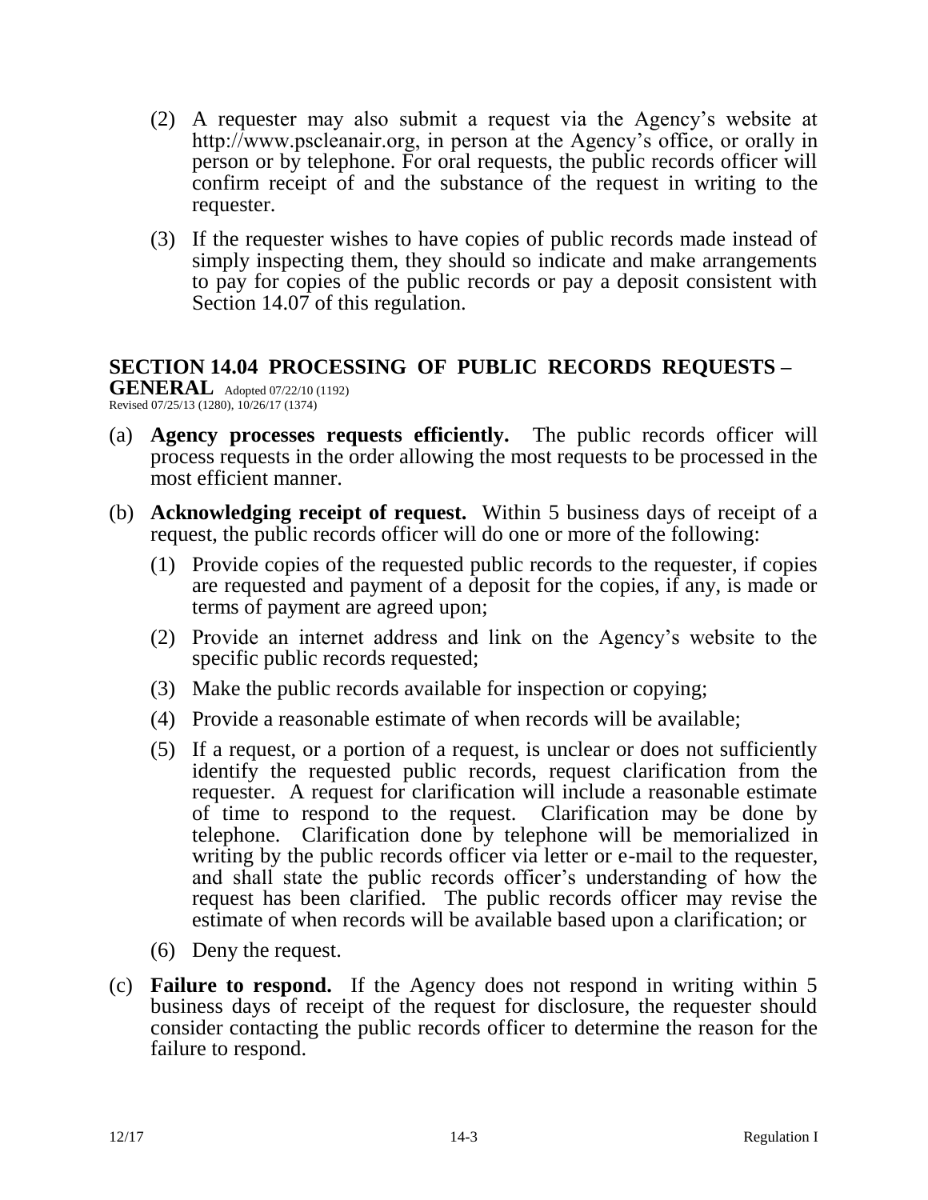(2) A requester may also submit a request via the Agency's website at http://www.pscleanair.org, in person at the Agency's office, or orally in person or by telephone. For oral requests, the public records officer will confirm receipt of and the substance of the request in writing to the requester.

(3) If the requester wishes to have copies of public records made instead of simply inspecting them, they should so indicate and make arrangements to pay for copies of the public records or pay a deposit consistent with Section 14.07 of this regulation.

## SECTION 14.04 PROCESSING OF PUBLIC RECORDS REQUESTS – GENERAL

Adopted 07/22/10 (1192)
Revised 07/25/13 (1280), 10/26/17 (1374)

(a) **Agency processes requests efficiently.** The public records officer will process requests in the order allowing the most requests to be processed in the most efficient manner.

(b) **Acknowledging receipt of request.** Within 5 business days of receipt of a request, the public records officer will do one or more of the following:

(1) Provide copies of the requested public records to the requester, if copies are requested and payment of a deposit for the copies, if any, is made or terms of payment are agreed upon;

(2) Provide an internet address and link on the Agency's website to the specific public records requested;

(3) Make the public records available for inspection or copying;

(4) Provide a reasonable estimate of when records will be available;

(5) If a request, or a portion of a request, is unclear or does not sufficiently identify the requested public records, request clarification from the requester. A request for clarification will include a reasonable estimate of time to respond to the request. Clarification may be done by telephone. Clarification done by telephone will be memorialized in writing by the public records officer via letter or e-mail to the requester, and shall state the public records officer's understanding of how the request has been clarified. The public records officer may revise the estimate of when records will be available based upon a clarification; or

(6) Deny the request.

(c) **Failure to respond.** If the Agency does not respond in writing within 5 business days of receipt of the request for disclosure, the requester should consider contacting the public records officer to determine the reason for the failure to respond.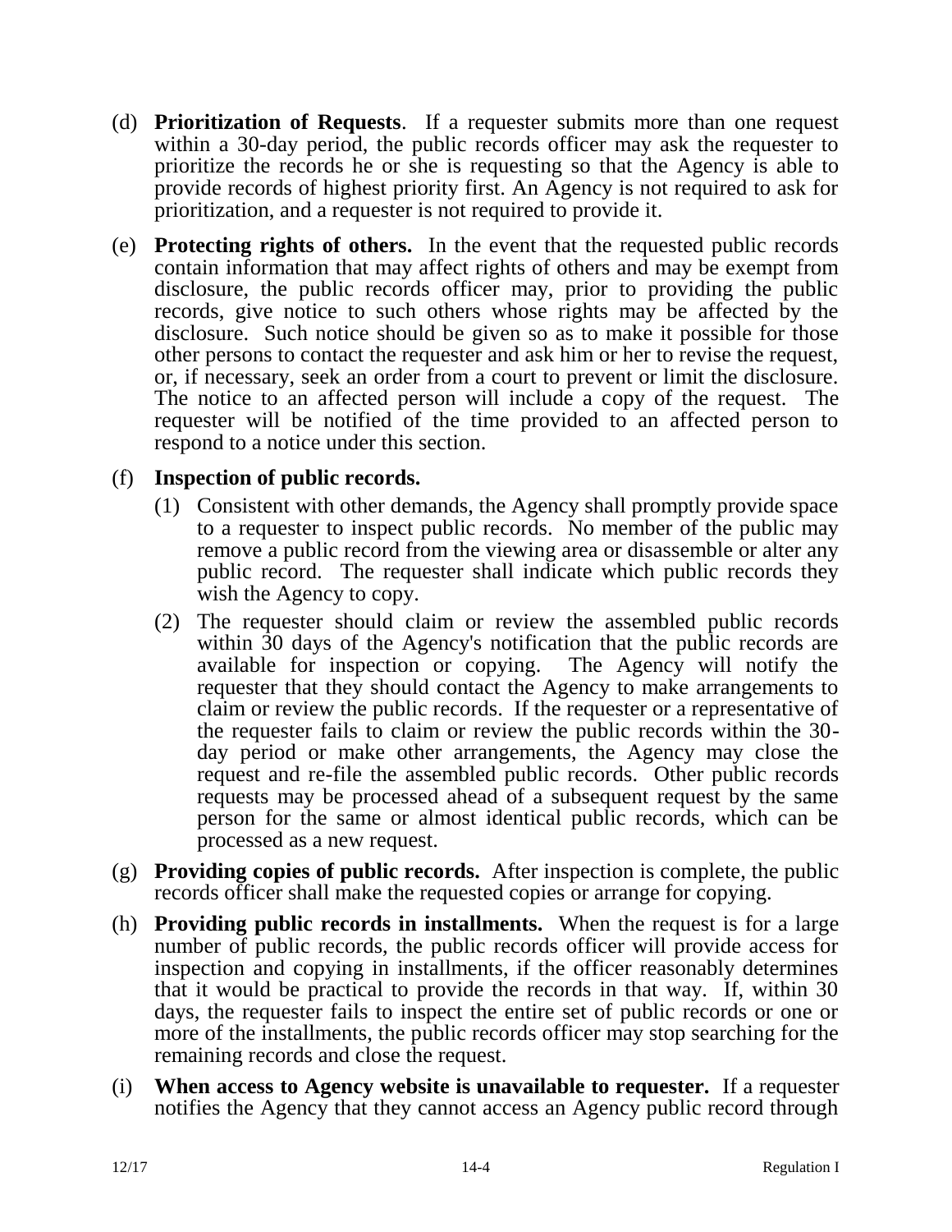(d) **Prioritization of Requests**. If a requester submits more than one request within a 30-day period, the public records officer may ask the requester to prioritize the records he or she is requesting so that the Agency is able to provide records of highest priority first. An Agency is not required to ask for prioritization, and a requester is not required to provide it.

(e) **Protecting rights of others.** In the event that the requested public records contain information that may affect rights of others and may be exempt from disclosure, the public records officer may, prior to providing the public records, give notice to such others whose rights may be affected by the disclosure. Such notice should be given so as to make it possible for those other persons to contact the requester and ask him or her to revise the request, or, if necessary, seek an order from a court to prevent or limit the disclosure. The notice to an affected person will include a copy of the request. The requester will be notified of the time provided to an affected person to respond to a notice under this section.

(f) **Inspection of public records.**

(1) Consistent with other demands, the Agency shall promptly provide space to a requester to inspect public records. No member of the public may remove a public record from the viewing area or disassemble or alter any public record. The requester shall indicate which public records they wish the Agency to copy.

(2) The requester should claim or review the assembled public records within 30 days of the Agency's notification that the public records are available for inspection or copying. The Agency will notify the requester that they should contact the Agency to make arrangements to claim or review the public records. If the requester or a representative of the requester fails to claim or review the public records within the 30-day period or make other arrangements, the Agency may close the request and re-file the assembled public records. Other public records requests may be processed ahead of a subsequent request by the same person for the same or almost identical public records, which can be processed as a new request.

(g) **Providing copies of public records.** After inspection is complete, the public records officer shall make the requested copies or arrange for copying.

(h) **Providing public records in installments.** When the request is for a large number of public records, the public records officer will provide access for inspection and copying in installments, if the officer reasonably determines that it would be practical to provide the records in that way. If, within 30 days, the requester fails to inspect the entire set of public records or one or more of the installments, the public records officer may stop searching for the remaining records and close the request.

(i) **When access to Agency website is unavailable to requester.** If a requester notifies the Agency that they cannot access an Agency public record through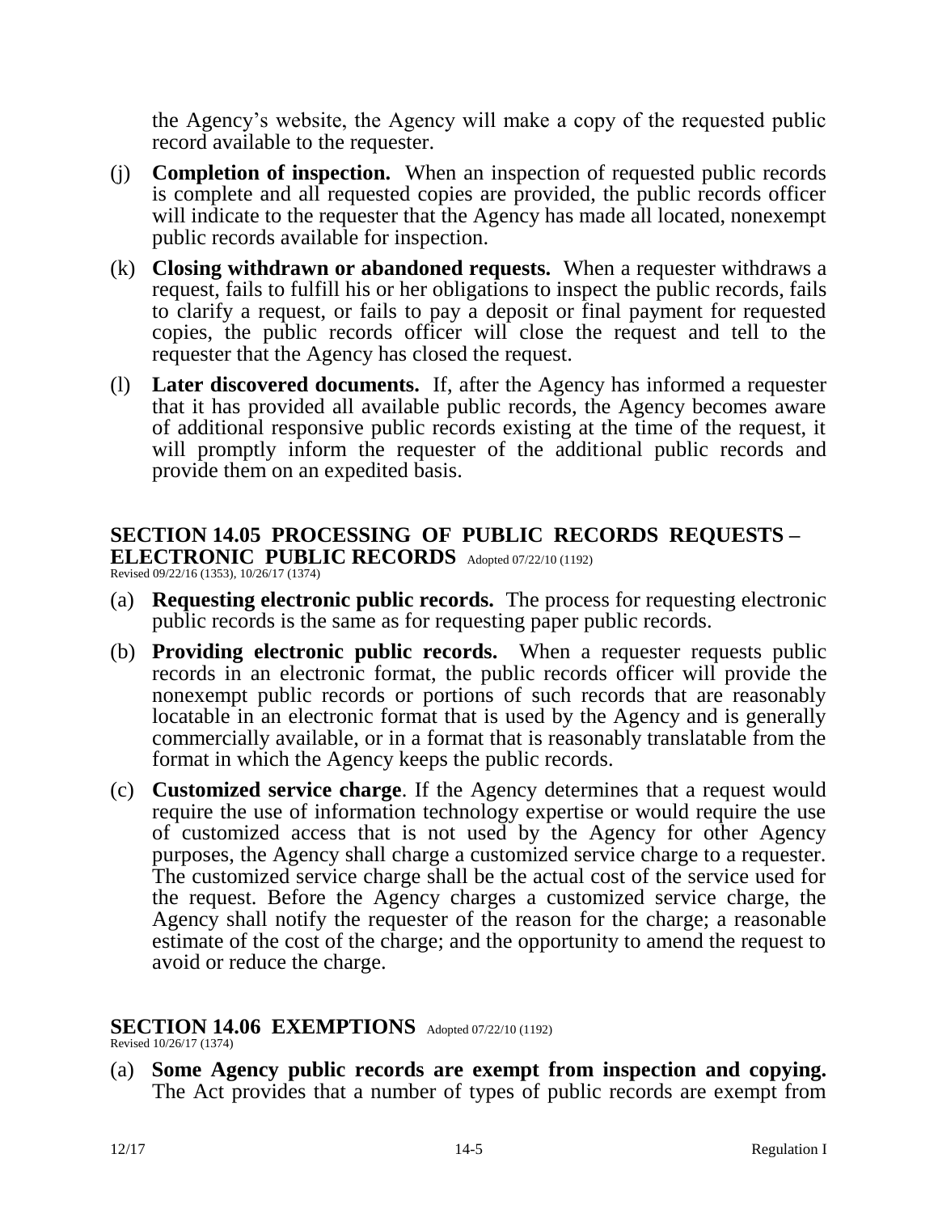the Agency's website, the Agency will make a copy of the requested public record available to the requester.

(j) **Completion of inspection.** When an inspection of requested public records is complete and all requested copies are provided, the public records officer will indicate to the requester that the Agency has made all located, nonexempt public records available for inspection.

(k) **Closing withdrawn or abandoned requests.** When a requester withdraws a request, fails to fulfill his or her obligations to inspect the public records, fails to clarify a request, or fails to pay a deposit or final payment for requested copies, the public records officer will close the request and tell to the requester that the Agency has closed the request.

(l) **Later discovered documents.** If, after the Agency has informed a requester that it has provided all available public records, the Agency becomes aware of additional responsive public records existing at the time of the request, it will promptly inform the requester of the additional public records and provide them on an expedited basis.

## SECTION 14.05 PROCESSING OF PUBLIC RECORDS REQUESTS – ELECTRONIC PUBLIC RECORDS

Adopted 07/22/10 (1192) Revised 09/22/16 (1353), 10/26/17 (1374)

(a) **Requesting electronic public records.** The process for requesting electronic public records is the same as for requesting paper public records.

(b) **Providing electronic public records.** When a requester requests public records in an electronic format, the public records officer will provide the nonexempt public records or portions of such records that are reasonably locatable in an electronic format that is used by the Agency and is generally commercially available, or in a format that is reasonably translatable from the format in which the Agency keeps the public records.

(c) **Customized service charge**. If the Agency determines that a request would require the use of information technology expertise or would require the use of customized access that is not used by the Agency for other Agency purposes, the Agency shall charge a customized service charge to a requester. The customized service charge shall be the actual cost of the service used for the request. Before the Agency charges a customized service charge, the Agency shall notify the requester of the reason for the charge; a reasonable estimate of the cost of the charge; and the opportunity to amend the request to avoid or reduce the charge.

## SECTION 14.06 EXEMPTIONS

Adopted 07/22/10 (1192) Revised 10/26/17 (1374)

(a) **Some Agency public records are exempt from inspection and copying.** The Act provides that a number of types of public records are exempt from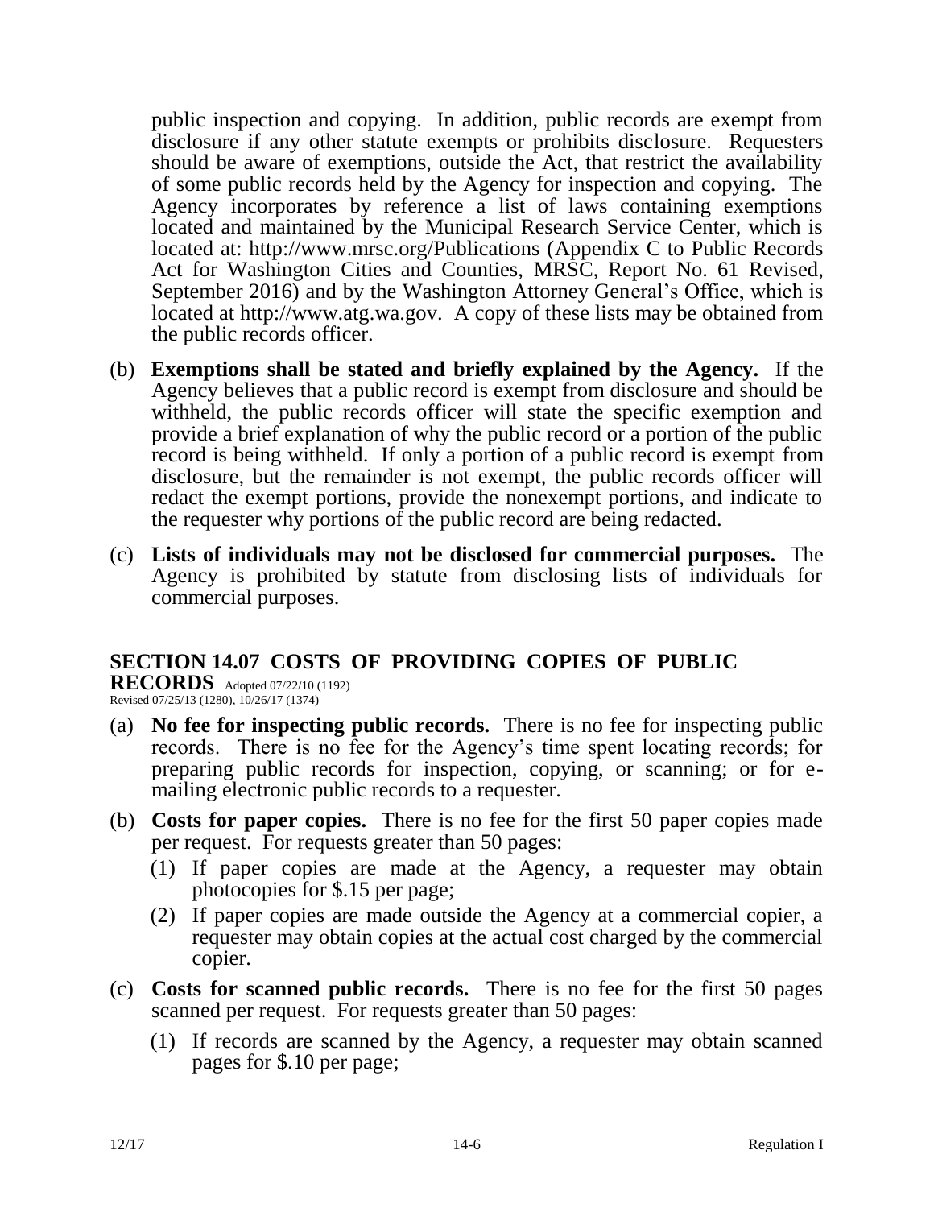public inspection and copying. In addition, public records are exempt from disclosure if any other statute exempts or prohibits disclosure. Requesters should be aware of exemptions, outside the Act, that restrict the availability of some public records held by the Agency for inspection and copying. The Agency incorporates by reference a list of laws containing exemptions located and maintained by the Municipal Research Service Center, which is located at: http://www.mrsc.org/Publications (Appendix C to Public Records Act for Washington Cities and Counties, MRSC, Report No. 61 Revised, September 2016) and by the Washington Attorney General's Office, which is located at http://www.atg.wa.gov. A copy of these lists may be obtained from the public records officer.

(b) **Exemptions shall be stated and briefly explained by the Agency.** If the Agency believes that a public record is exempt from disclosure and should be withheld, the public records officer will state the specific exemption and provide a brief explanation of why the public record or a portion of the public record is being withheld. If only a portion of a public record is exempt from disclosure, but the remainder is not exempt, the public records officer will redact the exempt portions, provide the nonexempt portions, and indicate to the requester why portions of the public record are being redacted.

(c) **Lists of individuals may not be disclosed for commercial purposes.** The Agency is prohibited by statute from disclosing lists of individuals for commercial purposes.

## SECTION 14.07 COSTS OF PROVIDING COPIES OF PUBLIC RECORDS

Adopted 07/22/10 (1192)
Revised 07/25/13 (1280), 10/26/17 (1374)

(a) **No fee for inspecting public records.** There is no fee for inspecting public records. There is no fee for the Agency's time spent locating records; for preparing public records for inspection, copying, or scanning; or for e-mailing electronic public records to a requester.

(b) **Costs for paper copies.** There is no fee for the first 50 paper copies made per request. For requests greater than 50 pages:
   - (1) If paper copies are made at the Agency, a requester may obtain photocopies for $.15 per page;
   - (2) If paper copies are made outside the Agency at a commercial copier, a requester may obtain copies at the actual cost charged by the commercial copier.

(c) **Costs for scanned public records.** There is no fee for the first 50 pages scanned per request. For requests greater than 50 pages:
   - (1) If records are scanned by the Agency, a requester may obtain scanned pages for $.10 per page;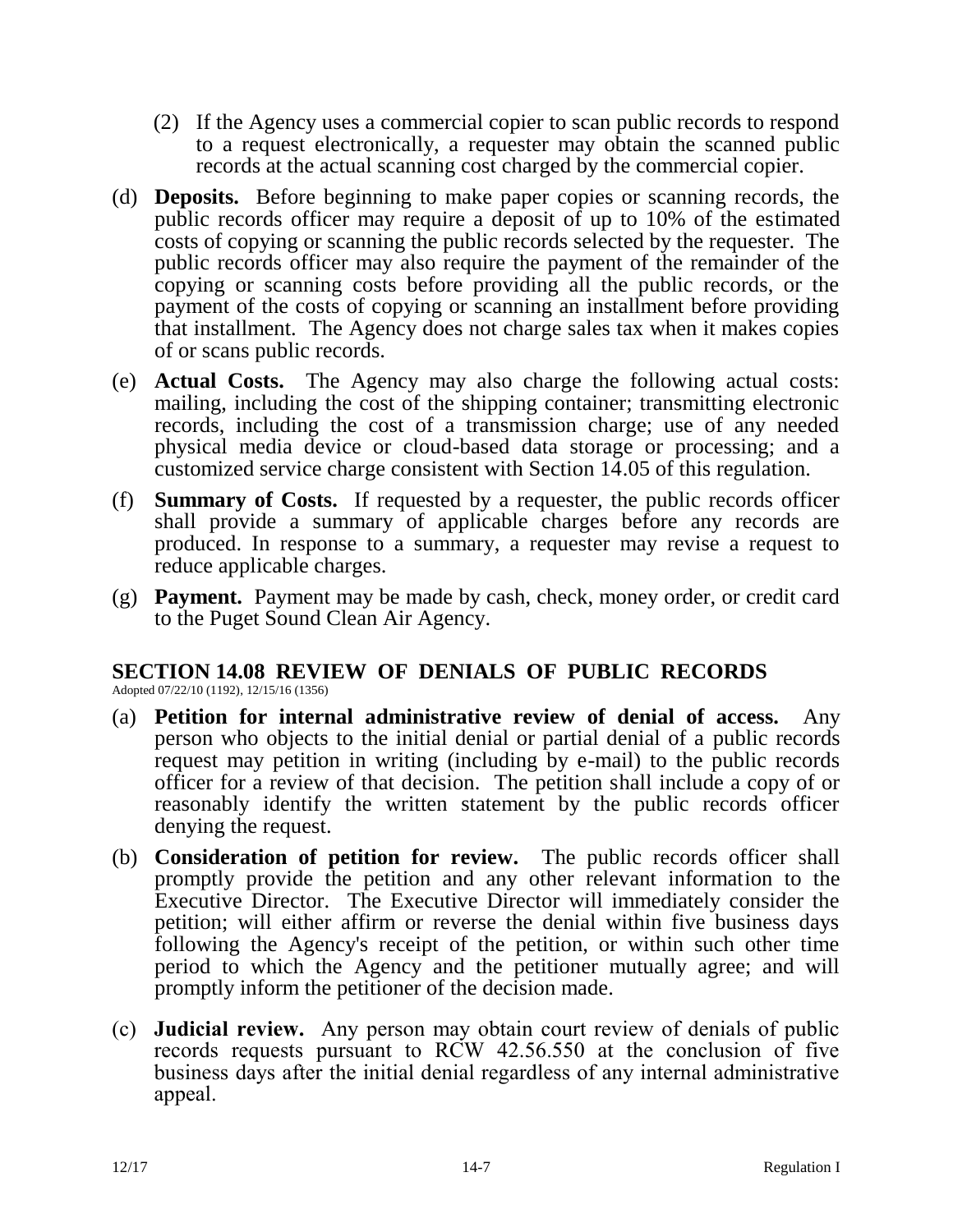(2) If the Agency uses a commercial copier to scan public records to respond to a request electronically, a requester may obtain the scanned public records at the actual scanning cost charged by the commercial copier.

(d) **Deposits.** Before beginning to make paper copies or scanning records, the public records officer may require a deposit of up to 10% of the estimated costs of copying or scanning the public records selected by the requester. The public records officer may also require the payment of the remainder of the copying or scanning costs before providing all the public records, or the payment of the costs of copying or scanning an installment before providing that installment. The Agency does not charge sales tax when it makes copies of or scans public records.

(e) **Actual Costs.** The Agency may also charge the following actual costs: mailing, including the cost of the shipping container; transmitting electronic records, including the cost of a transmission charge; use of any needed physical media device or cloud-based data storage or processing; and a customized service charge consistent with Section 14.05 of this regulation.

(f) **Summary of Costs.** If requested by a requester, the public records officer shall provide a summary of applicable charges before any records are produced. In response to a summary, a requester may revise a request to reduce applicable charges.

(g) **Payment.** Payment may be made by cash, check, money order, or credit card to the Puget Sound Clean Air Agency.

## SECTION 14.08 REVIEW OF DENIALS OF PUBLIC RECORDS

Adopted 07/22/10 (1192), 12/15/16 (1356)

(a) **Petition for internal administrative review of denial of access.** Any person who objects to the initial denial or partial denial of a public records request may petition in writing (including by e-mail) to the public records officer for a review of that decision. The petition shall include a copy of or reasonably identify the written statement by the public records officer denying the request.

(b) **Consideration of petition for review.** The public records officer shall promptly provide the petition and any other relevant information to the Executive Director. The Executive Director will immediately consider the petition; will either affirm or reverse the denial within five business days following the Agency's receipt of the petition, or within such other time period to which the Agency and the petitioner mutually agree; and will promptly inform the petitioner of the decision made.

(c) **Judicial review.** Any person may obtain court review of denials of public records requests pursuant to RCW 42.56.550 at the conclusion of five business days after the initial denial regardless of any internal administrative appeal.